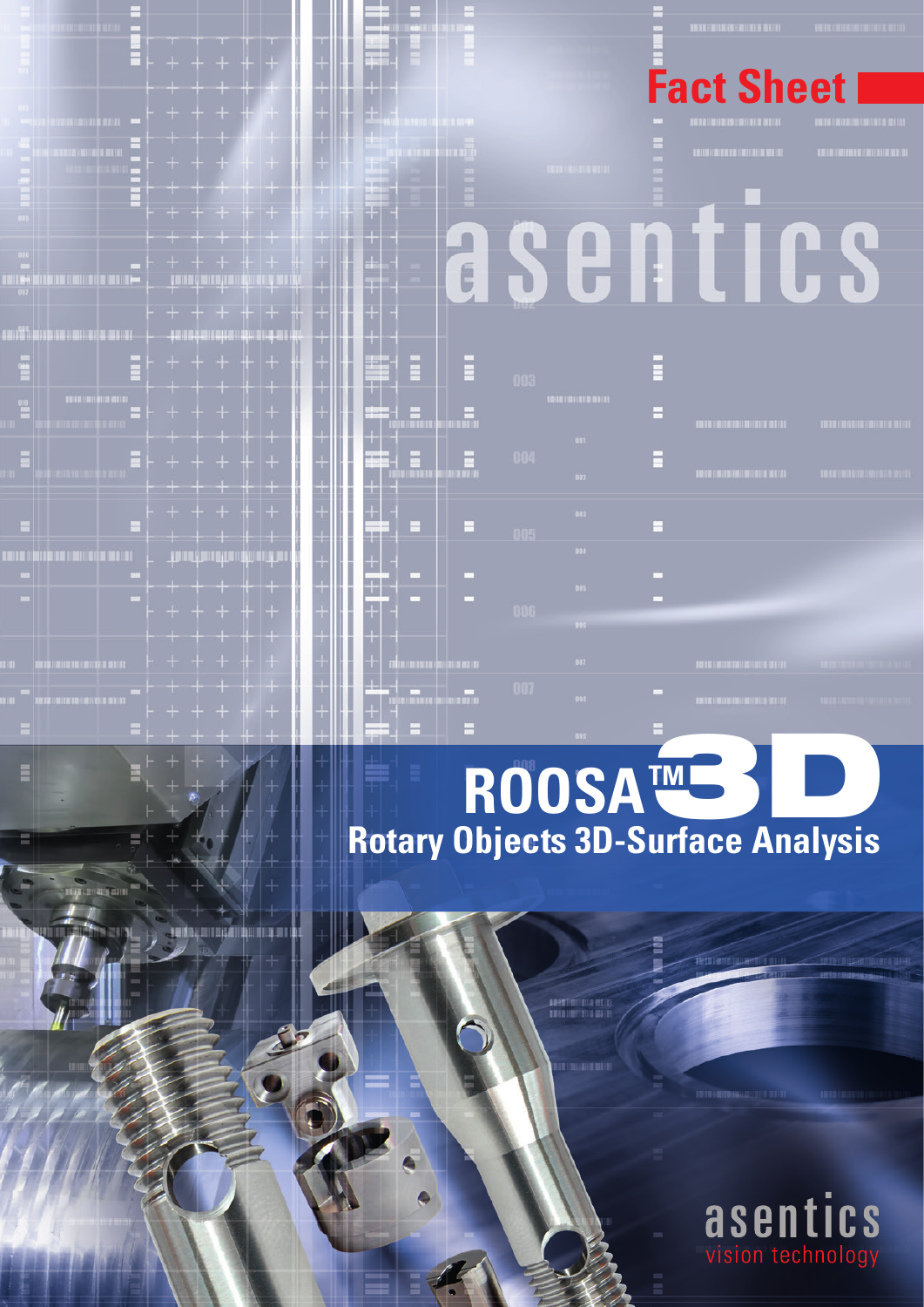# Fact Sheet

asentics

# ROOSA™ 3D

## Rotary Objects 3D-Surface Analysis

asentics
vision technology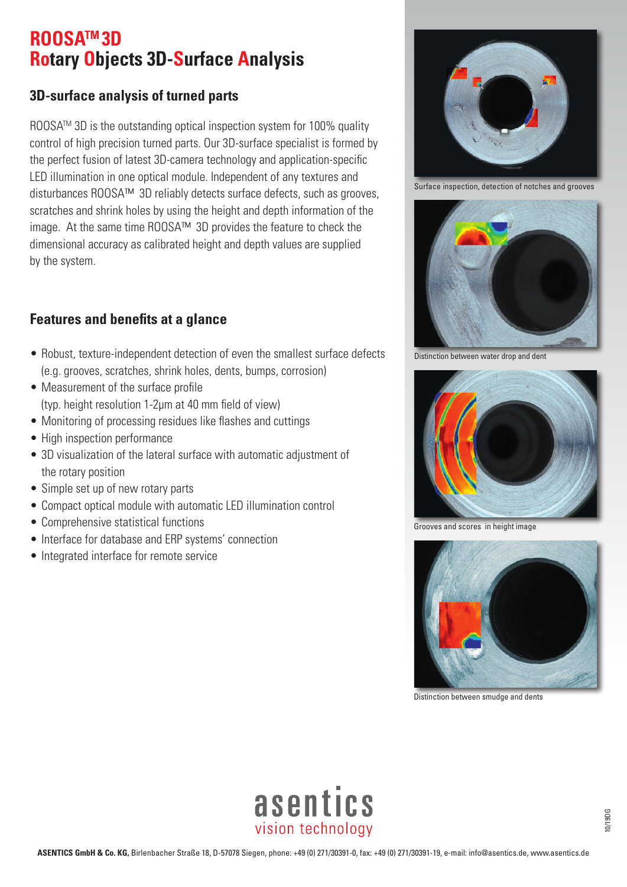# ROOSA™ 3D
# Rotary Objects 3D-Surface Analysis

## 3D-surface analysis of turned parts

ROOSA™ 3D is the outstanding optical inspection system for 100% quality control of high precision turned parts. Our 3D-surface specialist is formed by the perfect fusion of latest 3D-camera technology and application-specific LED illumination in one optical module. Independent of any textures and disturbances ROOSA™ 3D reliably detects surface defects, such as grooves, scratches and shrink holes by using the height and depth information of the image. At the same time ROOSA™ 3D provides the feature to check the dimensional accuracy as calibrated height and depth values are supplied by the system.

## Features and benefits at a glance

- Robust, texture-independent detection of even the smallest surface defects (e.g. grooves, scratches, shrink holes, dents, bumps, corrosion)
- Measurement of the surface profile (typ. height resolution 1-2µm at 40 mm field of view)
- Monitoring of processing residues like flashes and cuttings
- High inspection performance
- 3D visualization of the lateral surface with automatic adjustment of the rotary position
- Simple set up of new rotary parts
- Compact optical module with automatic LED illumination control
- Comprehensive statistical functions
- Interface for database and ERP systems' connection
- Integrated interface for remote service

Surface inspection, detection of notches and grooves

Distinction between water drop and dent

Grooves and scores in height image

Distinction between smudge and dents

asentics
vision technology

**ASENTICS GmbH & Co. KG,** Birlenbacher Straße 18, D-57078 Siegen, phone: +49 (0) 271/30391-0, fax: +49 (0) 271/30391-19, e-mail: info@asentics.de, www.asentics.de

10/19DG